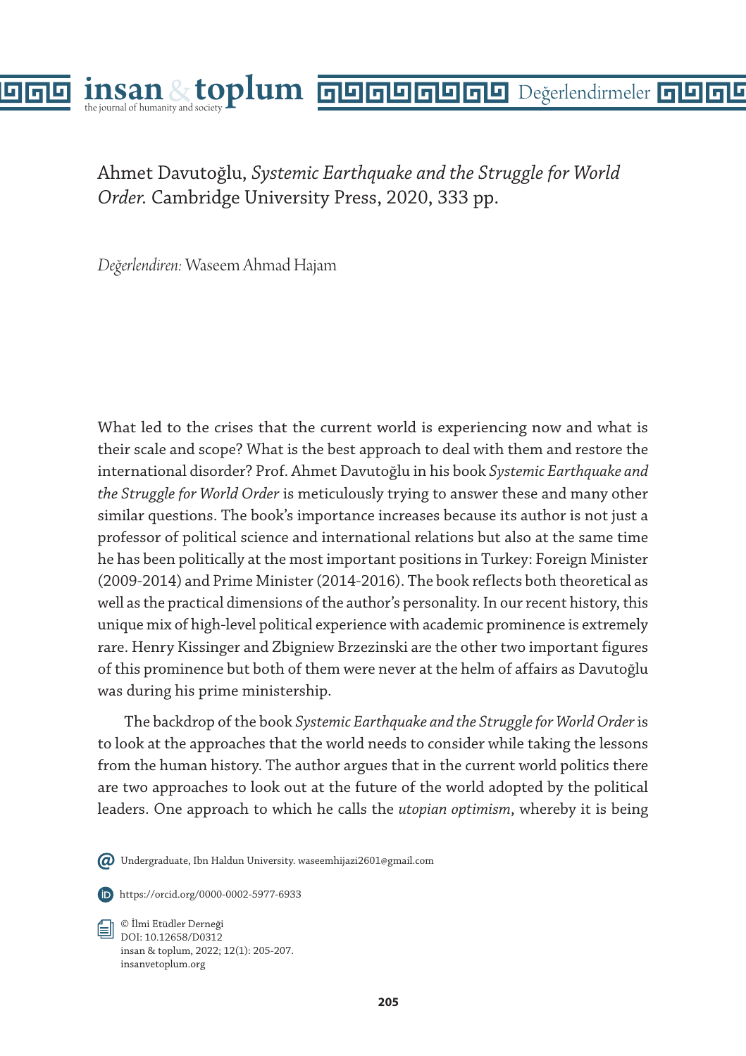Ahmet Davutoğlu, *Systemic Earthquake and the Struggle for World Order.* Cambridge University Press, 2020, 333 pp.

*Değerlendiren:* Waseem Ahmad Hajam

What led to the crises that the current world is experiencing now and what is their scale and scope? What is the best approach to deal with them and restore the international disorder? Prof. Ahmet Davutoğlu in his book *Systemic Earthquake and the Struggle for World Order* is meticulously trying to answer these and many other similar questions. The book's importance increases because its author is not just a professor of political science and international relations but also at the same time he has been politically at the most important positions in Turkey: Foreign Minister (2009-2014) and Prime Minister (2014-2016). The book reflects both theoretical as well as the practical dimensions of the author's personality. In our recent history, this unique mix of high-level political experience with academic prominence is extremely rare. Henry Kissinger and Zbigniew Brzezinski are the other two important figures of this prominence but both of them were never at the helm of affairs as Davutoğlu was during his prime ministership.

The backdrop of the book *Systemic Earthquake and the Struggle for World Order* is to look at the approaches that the world needs to consider while taking the lessons from the human history. The author argues that in the current world politics there are two approaches to look out at the future of the world adopted by the political leaders. One approach to which he calls the *utopian optimism*, whereby it is being

Undergraduate, Ibn Haldun University. waseemhijazi2601@gmail.com

https://orcid.org/0000-0002-5977-6933

© İlmi Etüdler Derneği
DOI: 10.12658/D0312
insan & toplum, 2022; 12(1): 205-207.
insanvetoplum.org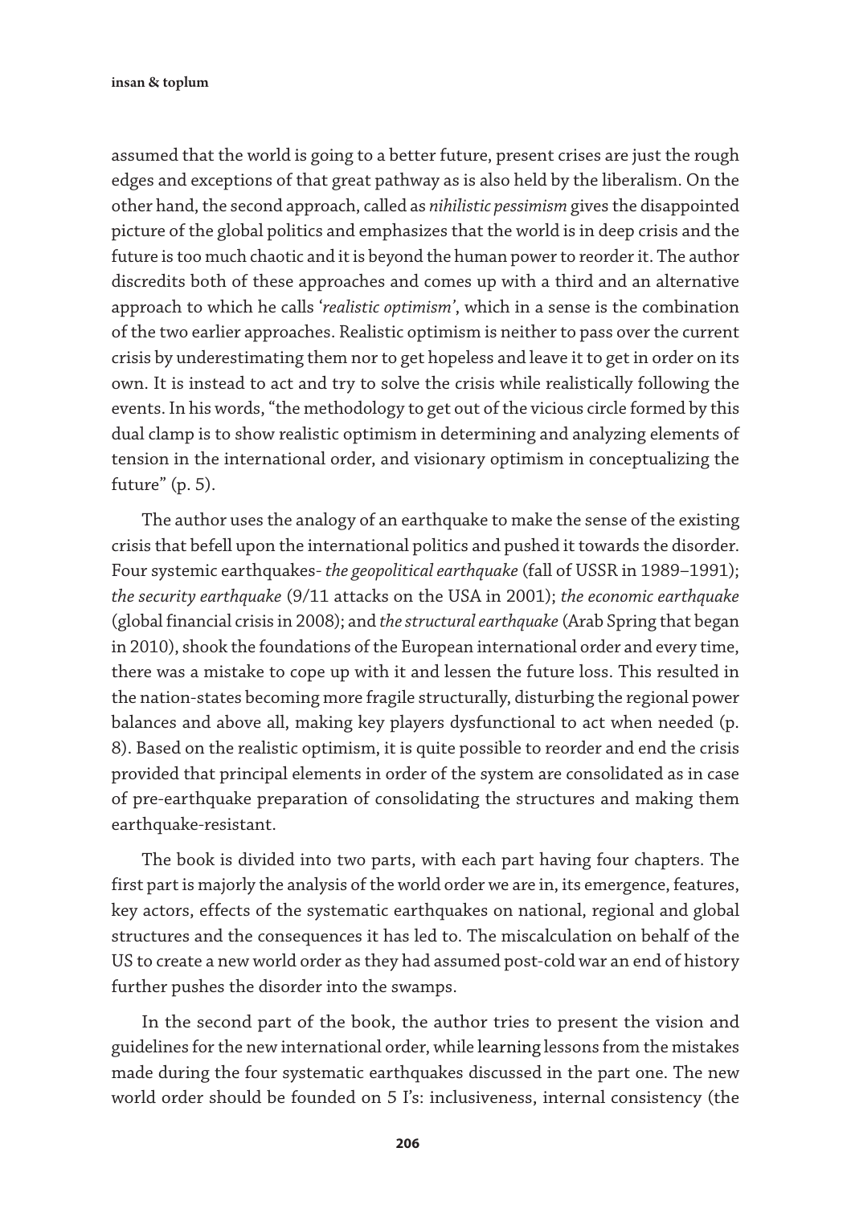assumed that the world is going to a better future, present crises are just the rough edges and exceptions of that great pathway as is also held by the liberalism. On the other hand, the second approach, called as *nihilistic pessimism* gives the disappointed picture of the global politics and emphasizes that the world is in deep crisis and the future is too much chaotic and it is beyond the human power to reorder it. The author discredits both of these approaches and comes up with a third and an alternative approach to which he calls '*realistic optimism*', which in a sense is the combination of the two earlier approaches. Realistic optimism is neither to pass over the current crisis by underestimating them nor to get hopeless and leave it to get in order on its own. It is instead to act and try to solve the crisis while realistically following the events. In his words, "the methodology to get out of the vicious circle formed by this dual clamp is to show realistic optimism in determining and analyzing elements of tension in the international order, and visionary optimism in conceptualizing the future" (p. 5).

The author uses the analogy of an earthquake to make the sense of the existing crisis that befell upon the international politics and pushed it towards the disorder. Four systemic earthquakes- *the geopolitical earthquake* (fall of USSR in 1989–1991); *the security earthquake* (9/11 attacks on the USA in 2001); *the economic earthquake* (global financial crisis in 2008); and *the structural earthquake* (Arab Spring that began in 2010), shook the foundations of the European international order and every time, there was a mistake to cope up with it and lessen the future loss. This resulted in the nation-states becoming more fragile structurally, disturbing the regional power balances and above all, making key players dysfunctional to act when needed (p. 8). Based on the realistic optimism, it is quite possible to reorder and end the crisis provided that principal elements in order of the system are consolidated as in case of pre-earthquake preparation of consolidating the structures and making them earthquake-resistant.

The book is divided into two parts, with each part having four chapters. The first part is majorly the analysis of the world order we are in, its emergence, features, key actors, effects of the systematic earthquakes on national, regional and global structures and the consequences it has led to. The miscalculation on behalf of the US to create a new world order as they had assumed post-cold war an end of history further pushes the disorder into the swamps.

In the second part of the book, the author tries to present the vision and guidelines for the new international order, while learning lessons from the mistakes made during the four systematic earthquakes discussed in the part one. The new world order should be founded on 5 I's: inclusiveness, internal consistency (the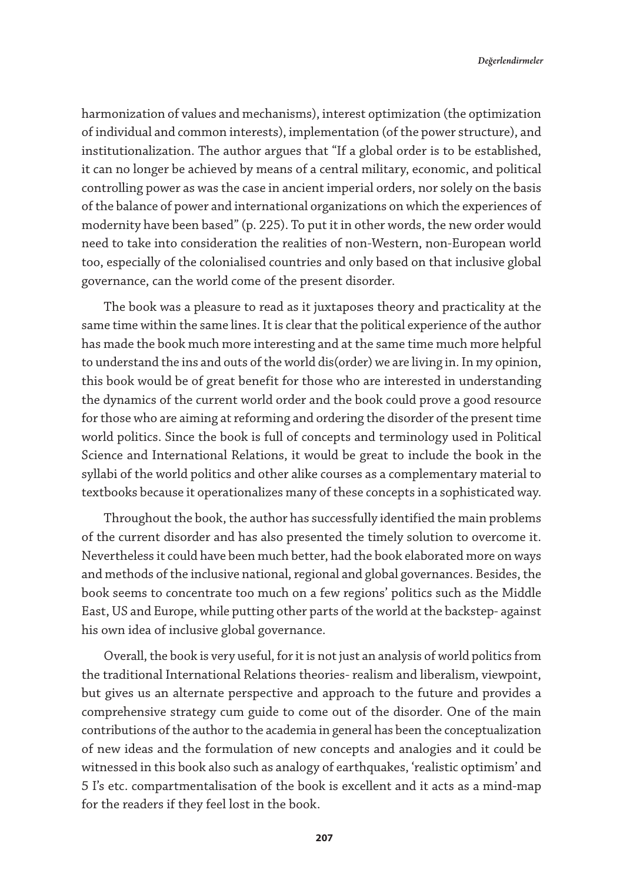harmonization of values and mechanisms), interest optimization (the optimization of individual and common interests), implementation (of the power structure), and institutionalization. The author argues that "If a global order is to be established, it can no longer be achieved by means of a central military, economic, and political controlling power as was the case in ancient imperial orders, nor solely on the basis of the balance of power and international organizations on which the experiences of modernity have been based" (p. 225). To put it in other words, the new order would need to take into consideration the realities of non-Western, non-European world too, especially of the colonialised countries and only based on that inclusive global governance, can the world come of the present disorder.

The book was a pleasure to read as it juxtaposes theory and practicality at the same time within the same lines. It is clear that the political experience of the author has made the book much more interesting and at the same time much more helpful to understand the ins and outs of the world dis(order) we are living in. In my opinion, this book would be of great benefit for those who are interested in understanding the dynamics of the current world order and the book could prove a good resource for those who are aiming at reforming and ordering the disorder of the present time world politics. Since the book is full of concepts and terminology used in Political Science and International Relations, it would be great to include the book in the syllabi of the world politics and other alike courses as a complementary material to textbooks because it operationalizes many of these concepts in a sophisticated way.

Throughout the book, the author has successfully identified the main problems of the current disorder and has also presented the timely solution to overcome it. Nevertheless it could have been much better, had the book elaborated more on ways and methods of the inclusive national, regional and global governances. Besides, the book seems to concentrate too much on a few regions' politics such as the Middle East, US and Europe, while putting other parts of the world at the backstep- against his own idea of inclusive global governance.

Overall, the book is very useful, for it is not just an analysis of world politics from the traditional International Relations theories- realism and liberalism, viewpoint, but gives us an alternate perspective and approach to the future and provides a comprehensive strategy cum guide to come out of the disorder. One of the main contributions of the author to the academia in general has been the conceptualization of new ideas and the formulation of new concepts and analogies and it could be witnessed in this book also such as analogy of earthquakes, 'realistic optimism' and 5 I's etc. compartmentalisation of the book is excellent and it acts as a mind-map for the readers if they feel lost in the book.